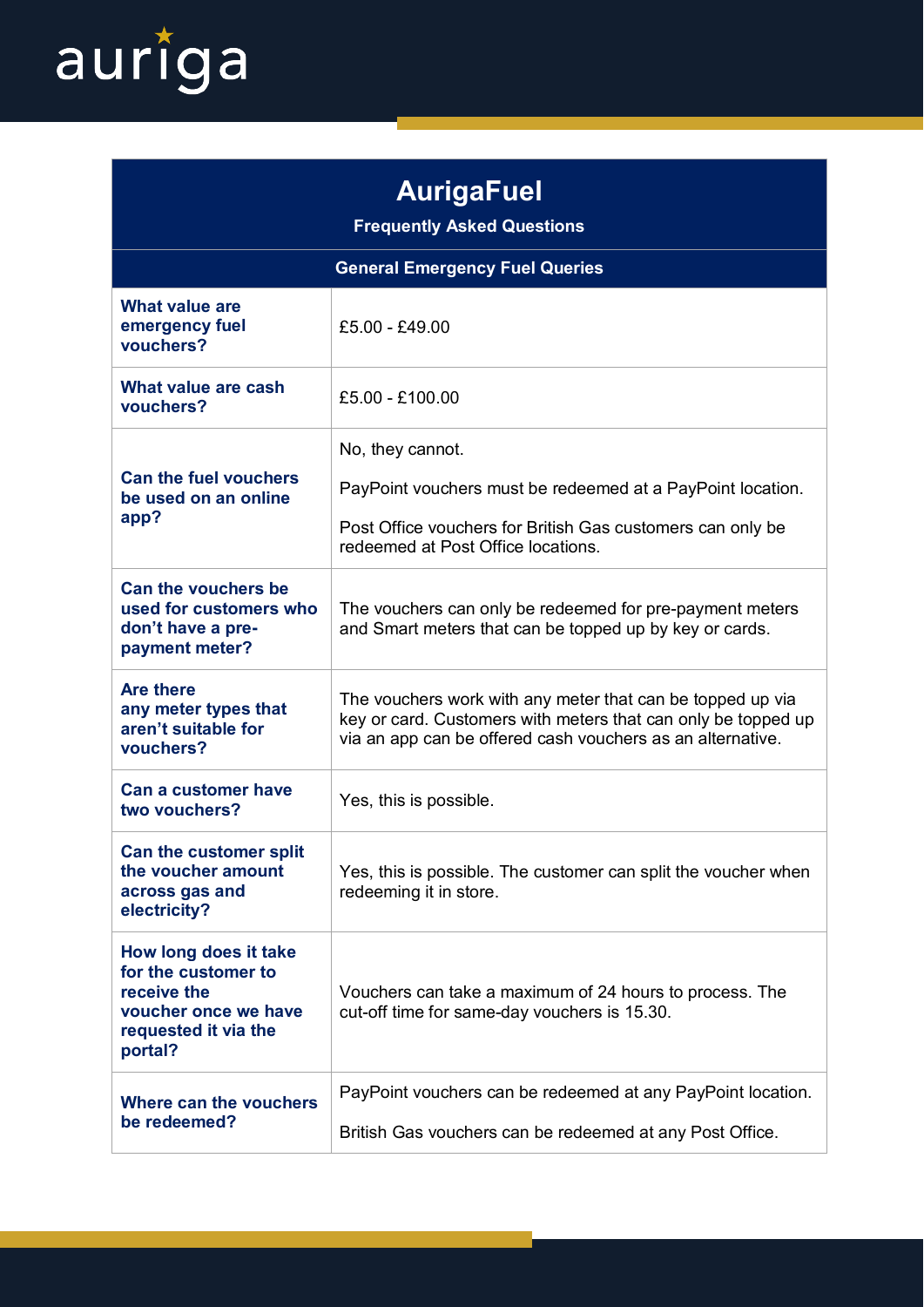auriga

# AurigaFuel

## Frequently Asked Questions

| General Emergency Fuel Queries | |
|---|---|
| **What value are emergency fuel vouchers?** | £5.00 - £49.00 |
| **What value are cash vouchers?** | £5.00 - £100.00 |
| **Can the fuel vouchers be used on an online app?** | No, they cannot.<br><br>PayPoint vouchers must be redeemed at a PayPoint location.<br><br>Post Office vouchers for British Gas customers can only be redeemed at Post Office locations. |
| **Can the vouchers be used for customers who don't have a pre-payment meter?** | The vouchers can only be redeemed for pre-payment meters and Smart meters that can be topped up by key or cards. |
| **Are there any meter types that aren't suitable for vouchers?** | The vouchers work with any meter that can be topped up via key or card. Customers with meters that can only be topped up via an app can be offered cash vouchers as an alternative. |
| **Can a customer have two vouchers?** | Yes, this is possible. |
| **Can the customer split the voucher amount across gas and electricity?** | Yes, this is possible. The customer can split the voucher when redeeming it in store. |
| **How long does it take for the customer to receive the voucher once we have requested it via the portal?** | Vouchers can take a maximum of 24 hours to process. The cut-off time for same-day vouchers is 15.30. |
| **Where can the vouchers be redeemed?** | PayPoint vouchers can be redeemed at any PayPoint location.<br><br>British Gas vouchers can be redeemed at any Post Office. |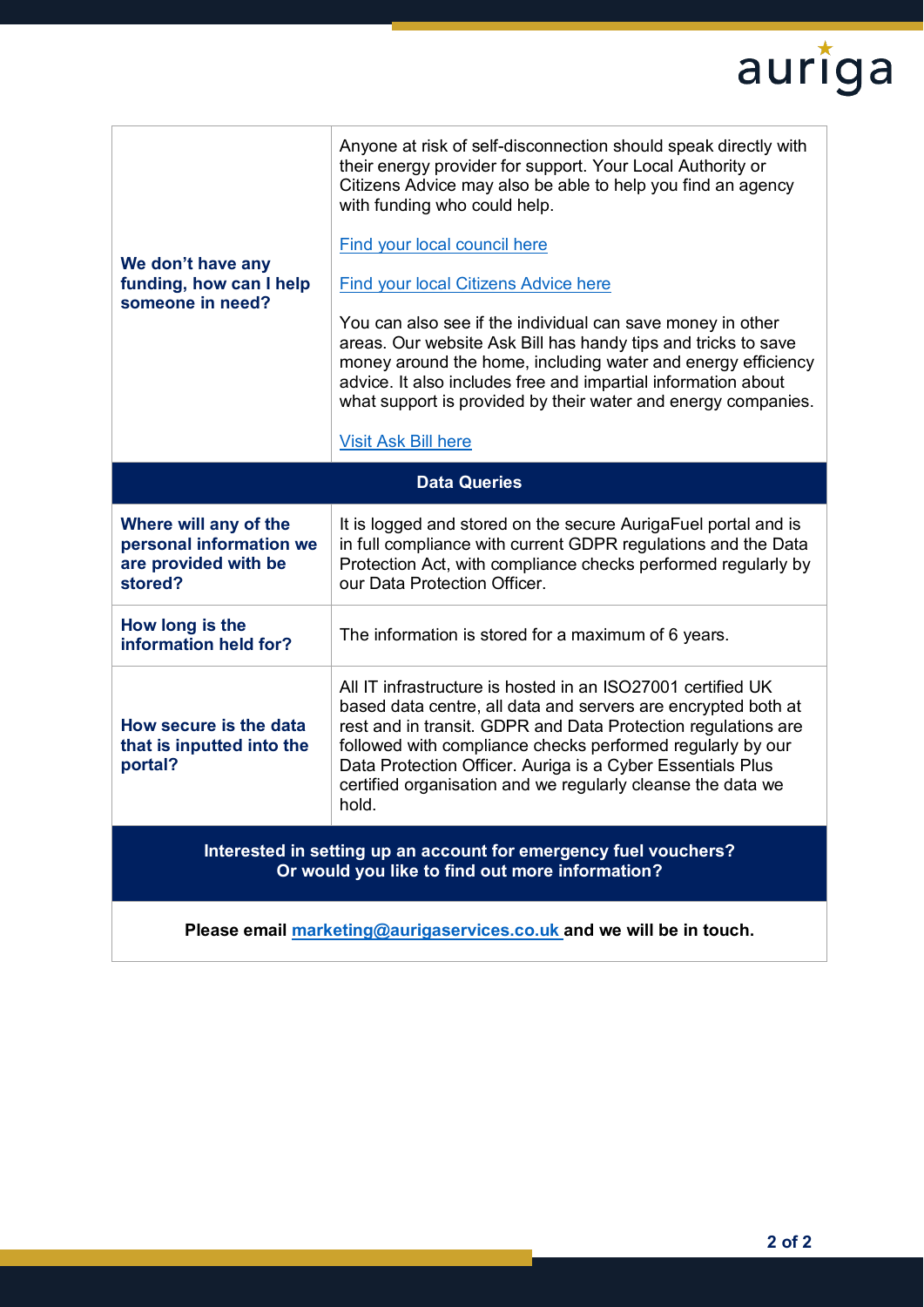| | |
|---|---|
| **We don't have any funding, how can I help someone in need?** | Anyone at risk of self-disconnection should speak directly with their energy provider for support. Your Local Authority or Citizens Advice may also be able to help you find an agency with funding who could help.<br><br>Find your local council here<br><br>Find your local Citizens Advice here<br><br>You can also see if the individual can save money in other areas. Our website Ask Bill has handy tips and tricks to save money around the home, including water and energy efficiency advice. It also includes free and impartial information about what support is provided by their water and energy companies.<br><br>Visit Ask Bill here |
| **Data Queries** | |
| **Where will any of the personal information we are provided with be stored?** | It is logged and stored on the secure AurigaFuel portal and is in full compliance with current GDPR regulations and the Data Protection Act, with compliance checks performed regularly by our Data Protection Officer. |
| **How long is the information held for?** | The information is stored for a maximum of 6 years. |
| **How secure is the data that is inputted into the portal?** | All IT infrastructure is hosted in an ISO27001 certified UK based data centre, all data and servers are encrypted both at rest and in transit. GDPR and Data Protection regulations are followed with compliance checks performed regularly by our Data Protection Officer. Auriga is a Cyber Essentials Plus certified organisation and we regularly cleanse the data we hold. |

**Interested in setting up an account for emergency fuel vouchers?**
**Or would you like to find out more information?**

**Please email marketing@aurigaservices.co.uk and we will be in touch.**